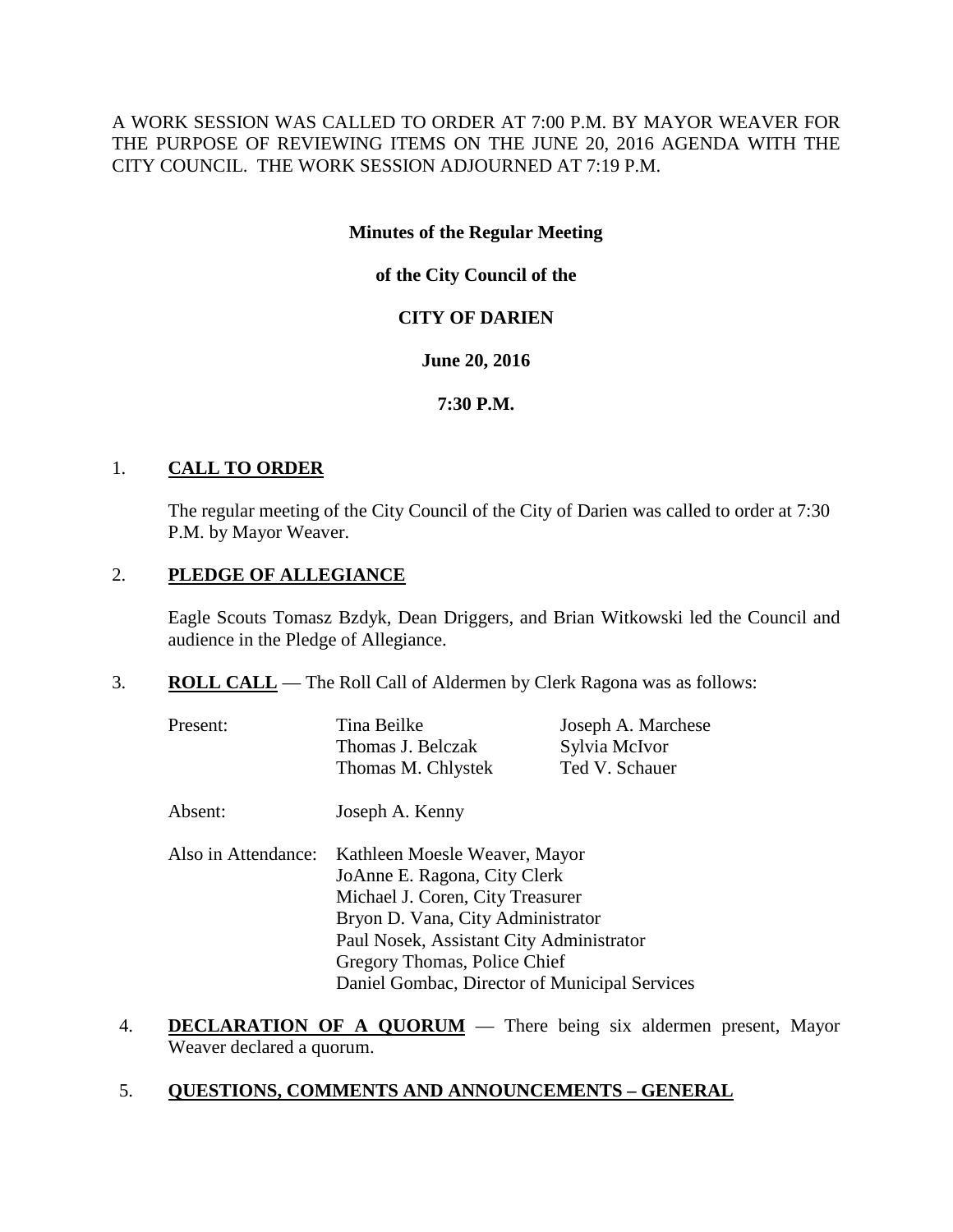A WORK SESSION WAS CALLED TO ORDER AT 7:00 P.M. BY MAYOR WEAVER FOR THE PURPOSE OF REVIEWING ITEMS ON THE JUNE 20, 2016 AGENDA WITH THE CITY COUNCIL. THE WORK SESSION ADJOURNED AT 7:19 P.M.

**Minutes of the Regular Meeting**

**of the City Council of the**

**CITY OF DARIEN**

**June 20, 2016**

**7:30 P.M.**

1. **CALL TO ORDER**

   The regular meeting of the City Council of the City of Darien was called to order at 7:30 P.M. by Mayor Weaver.

2. **PLEDGE OF ALLEGIANCE**

   Eagle Scouts Tomasz Bzdyk, Dean Driggers, and Brian Witkowski led the Council and audience in the Pledge of Allegiance.

3. **ROLL CALL** — The Roll Call of Aldermen by Clerk Ragona was as follows:

   Present: Tina Beilke, Thomas J. Belczak, Thomas M. Chlystek, Joseph A. Marchese, Sylvia McIvor, Ted V. Schauer

   Absent: Joseph A. Kenny

   Also in Attendance:
   Kathleen Moesle Weaver, Mayor
   JoAnne E. Ragona, City Clerk
   Michael J. Coren, City Treasurer
   Bryon D. Vana, City Administrator
   Paul Nosek, Assistant City Administrator
   Gregory Thomas, Police Chief
   Daniel Gombac, Director of Municipal Services

4. **DECLARATION OF A QUORUM** — There being six aldermen present, Mayor Weaver declared a quorum.

5. **QUESTIONS, COMMENTS AND ANNOUNCEMENTS – GENERAL**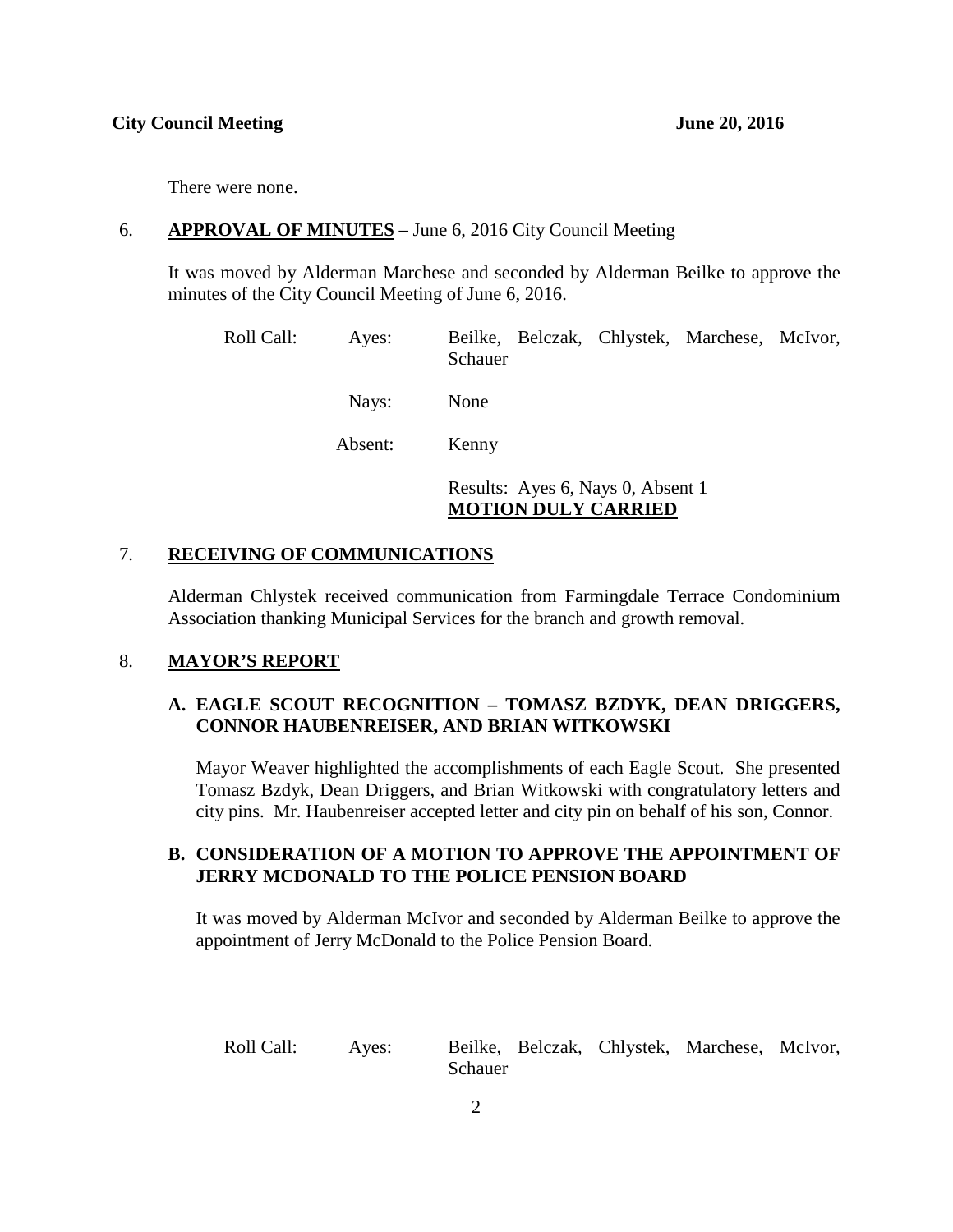There were none.

6. **APPROVAL OF MINUTES –** June 6, 2016 City Council Meeting

It was moved by Alderman Marchese and seconded by Alderman Beilke to approve the minutes of the City Council Meeting of June 6, 2016.

| Roll Call: | Ayes: | Beilke, Belczak, Chlystek, Marchese, McIvor, Schauer |
|---|---|---|
| | Nays: | None |
| | Absent: | Kenny |
| | | Results: Ayes 6, Nays 0, Absent 1 **MOTION DULY CARRIED** |

7. **RECEIVING OF COMMUNICATIONS**

Alderman Chlystek received communication from Farmingdale Terrace Condominium Association thanking Municipal Services for the branch and growth removal.

8. **MAYOR'S REPORT**

**A. EAGLE SCOUT RECOGNITION – TOMASZ BZDYK, DEAN DRIGGERS, CONNOR HAUBENREISER, AND BRIAN WITKOWSKI**

Mayor Weaver highlighted the accomplishments of each Eagle Scout. She presented Tomasz Bzdyk, Dean Driggers, and Brian Witkowski with congratulatory letters and city pins. Mr. Haubenreiser accepted letter and city pin on behalf of his son, Connor.

**B. CONSIDERATION OF A MOTION TO APPROVE THE APPOINTMENT OF JERRY MCDONALD TO THE POLICE PENSION BOARD**

It was moved by Alderman McIvor and seconded by Alderman Beilke to approve the appointment of Jerry McDonald to the Police Pension Board.

| Roll Call: | Ayes: | Beilke, Belczak, Chlystek, Marchese, McIvor, Schauer |
|---|---|---|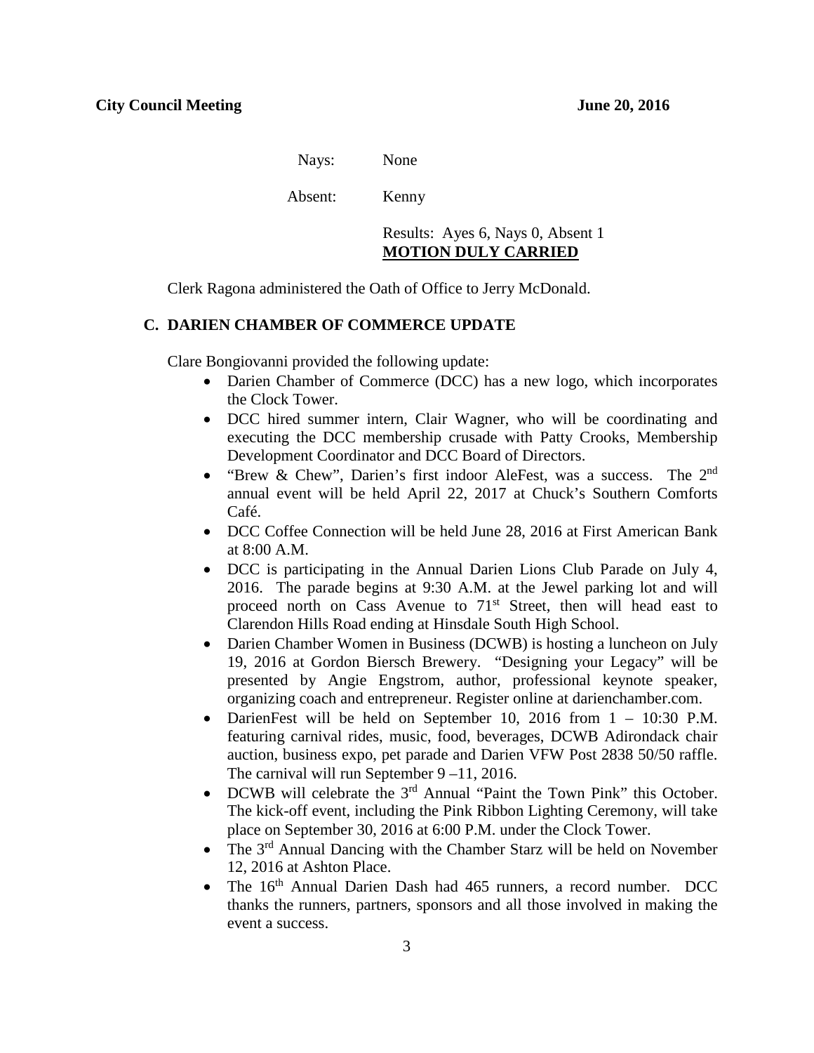Nays: None

Absent: Kenny

Results: Ayes 6, Nays 0, Absent 1
**MOTION DULY CARRIED**

Clerk Ragona administered the Oath of Office to Jerry McDonald.

## C. DARIEN CHAMBER OF COMMERCE UPDATE

Clare Bongiovanni provided the following update:

- Darien Chamber of Commerce (DCC) has a new logo, which incorporates the Clock Tower.
- DCC hired summer intern, Clair Wagner, who will be coordinating and executing the DCC membership crusade with Patty Crooks, Membership Development Coordinator and DCC Board of Directors.
- "Brew & Chew", Darien's first indoor AleFest, was a success. The 2nd annual event will be held April 22, 2017 at Chuck's Southern Comforts Café.
- DCC Coffee Connection will be held June 28, 2016 at First American Bank at 8:00 A.M.
- DCC is participating in the Annual Darien Lions Club Parade on July 4, 2016. The parade begins at 9:30 A.M. at the Jewel parking lot and will proceed north on Cass Avenue to 71st Street, then will head east to Clarendon Hills Road ending at Hinsdale South High School.
- Darien Chamber Women in Business (DCWB) is hosting a luncheon on July 19, 2016 at Gordon Biersch Brewery. "Designing your Legacy" will be presented by Angie Engstrom, author, professional keynote speaker, organizing coach and entrepreneur. Register online at darienchamber.com.
- DarienFest will be held on September 10, 2016 from 1 – 10:30 P.M. featuring carnival rides, music, food, beverages, DCWB Adirondack chair auction, business expo, pet parade and Darien VFW Post 2838 50/50 raffle. The carnival will run September 9 –11, 2016.
- DCWB will celebrate the 3rd Annual "Paint the Town Pink" this October. The kick-off event, including the Pink Ribbon Lighting Ceremony, will take place on September 30, 2016 at 6:00 P.M. under the Clock Tower.
- The 3rd Annual Dancing with the Chamber Starz will be held on November 12, 2016 at Ashton Place.
- The 16th Annual Darien Dash had 465 runners, a record number. DCC thanks the runners, partners, sponsors and all those involved in making the event a success.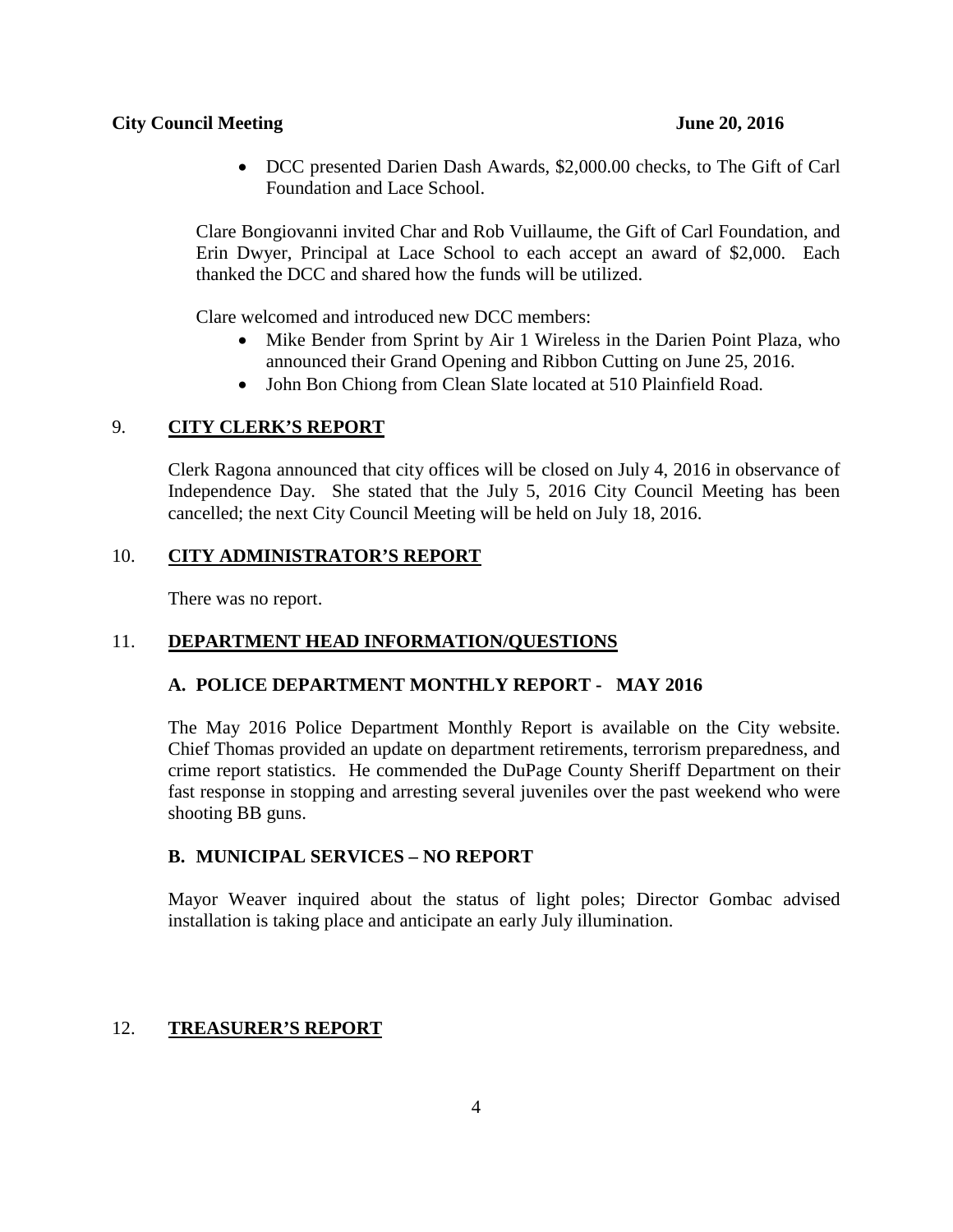- DCC presented Darien Dash Awards, $2,000.00 checks, to The Gift of Carl Foundation and Lace School.

Clare Bongiovanni invited Char and Rob Vuillaume, the Gift of Carl Foundation, and Erin Dwyer, Principal at Lace School to each accept an award of $2,000. Each thanked the DCC and shared how the funds will be utilized.

Clare welcomed and introduced new DCC members:

- Mike Bender from Sprint by Air 1 Wireless in the Darien Point Plaza, who announced their Grand Opening and Ribbon Cutting on June 25, 2016.
- John Bon Chiong from Clean Slate located at 510 Plainfield Road.

## 9. CITY CLERK'S REPORT

Clerk Ragona announced that city offices will be closed on July 4, 2016 in observance of Independence Day. She stated that the July 5, 2016 City Council Meeting has been cancelled; the next City Council Meeting will be held on July 18, 2016.

## 10. CITY ADMINISTRATOR'S REPORT

There was no report.

## 11. DEPARTMENT HEAD INFORMATION/QUESTIONS

### A. POLICE DEPARTMENT MONTHLY REPORT - MAY 2016

The May 2016 Police Department Monthly Report is available on the City website. Chief Thomas provided an update on department retirements, terrorism preparedness, and crime report statistics. He commended the DuPage County Sheriff Department on their fast response in stopping and arresting several juveniles over the past weekend who were shooting BB guns.

### B. MUNICIPAL SERVICES – NO REPORT

Mayor Weaver inquired about the status of light poles; Director Gombac advised installation is taking place and anticipate an early July illumination.

## 12. TREASURER'S REPORT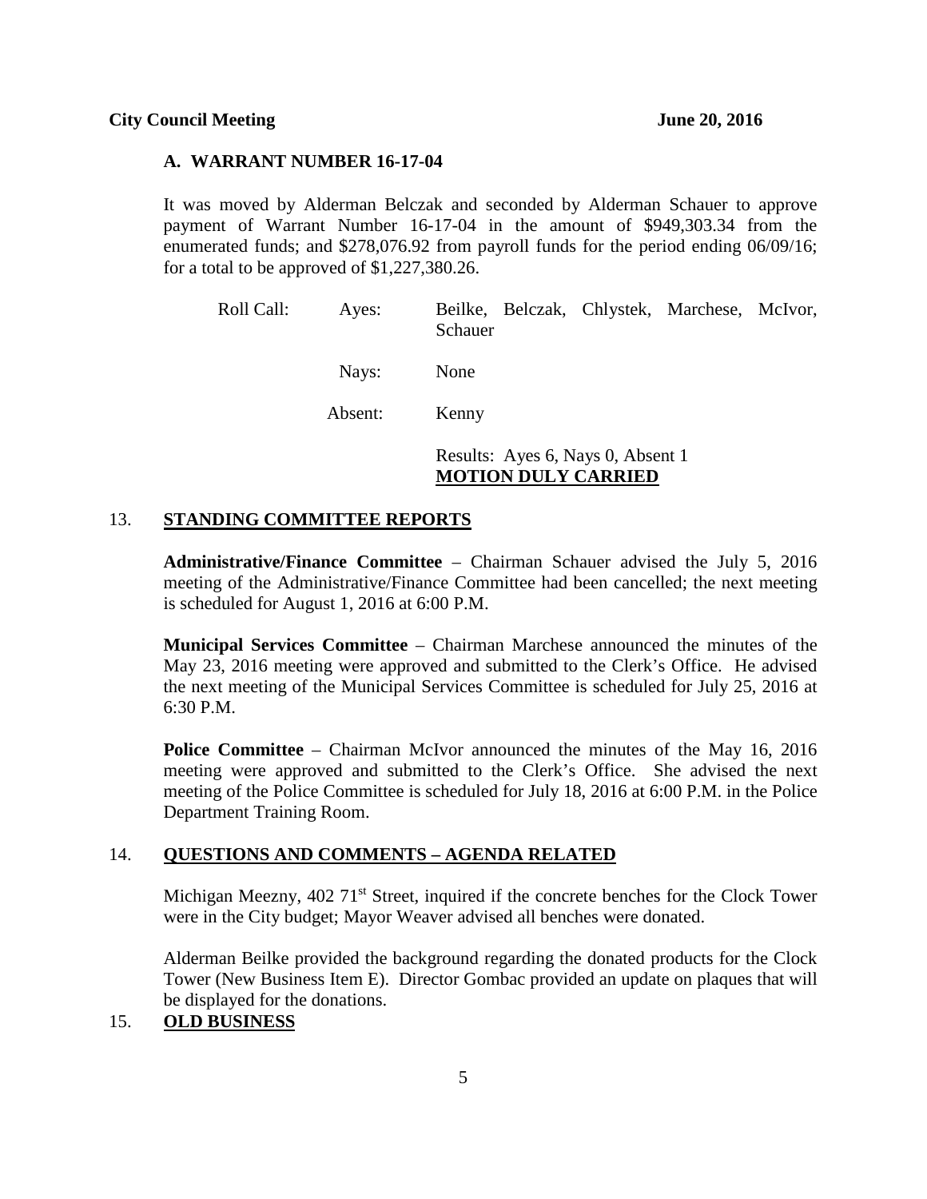**A. WARRANT NUMBER 16-17-04**

It was moved by Alderman Belczak and seconded by Alderman Schauer to approve payment of Warrant Number 16-17-04 in the amount of \$949,303.34 from the enumerated funds; and \$278,076.92 from payroll funds for the period ending 06/09/16; for a total to be approved of \$1,227,380.26.

Roll Call: Ayes: Beilke, Belczak, Chlystek, Marchese, McIvor, Schauer

Nays: None

Absent: Kenny

Results: Ayes 6, Nays 0, Absent 1
**MOTION DULY CARRIED**

## 13. STANDING COMMITTEE REPORTS

**Administrative/Finance Committee** – Chairman Schauer advised the July 5, 2016 meeting of the Administrative/Finance Committee had been cancelled; the next meeting is scheduled for August 1, 2016 at 6:00 P.M.

**Municipal Services Committee** – Chairman Marchese announced the minutes of the May 23, 2016 meeting were approved and submitted to the Clerk's Office. He advised the next meeting of the Municipal Services Committee is scheduled for July 25, 2016 at 6:30 P.M.

**Police Committee** – Chairman McIvor announced the minutes of the May 16, 2016 meeting were approved and submitted to the Clerk's Office. She advised the next meeting of the Police Committee is scheduled for July 18, 2016 at 6:00 P.M. in the Police Department Training Room.

## 14. QUESTIONS AND COMMENTS – AGENDA RELATED

Michigan Meezny, 402 71st Street, inquired if the concrete benches for the Clock Tower were in the City budget; Mayor Weaver advised all benches were donated.

Alderman Beilke provided the background regarding the donated products for the Clock Tower (New Business Item E). Director Gombac provided an update on plaques that will be displayed for the donations.

## 15. OLD BUSINESS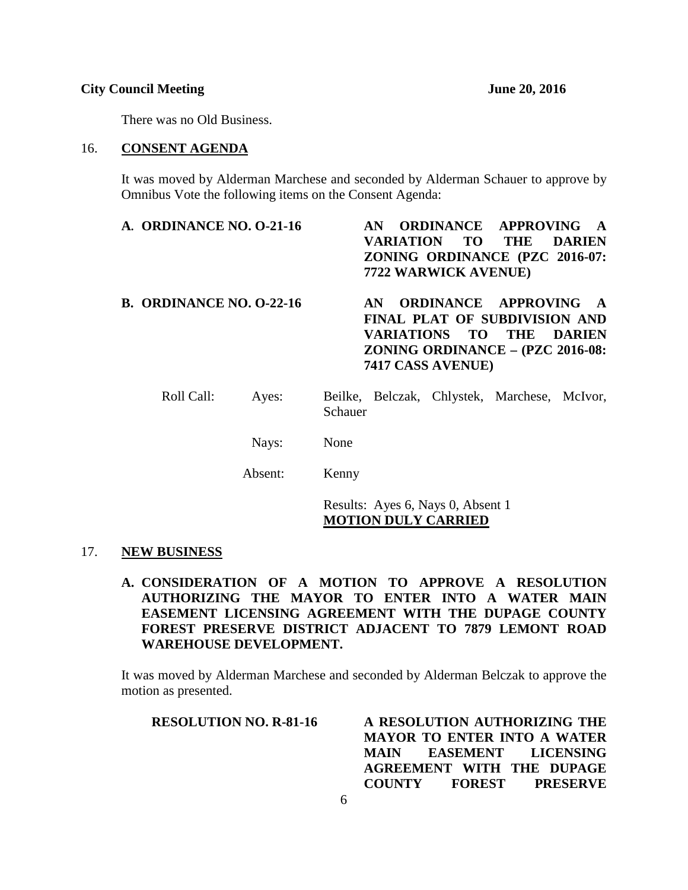There was no Old Business.

## 16. CONSENT AGENDA

It was moved by Alderman Marchese and seconded by Alderman Schauer to approve by Omnibus Vote the following items on the Consent Agenda:

**A. ORDINANCE NO. O-21-16** — **AN ORDINANCE APPROVING A VARIATION TO THE DARIEN ZONING ORDINANCE (PZC 2016-07: 7722 WARWICK AVENUE)**

**B. ORDINANCE NO. O-22-16** — **AN ORDINANCE APPROVING A FINAL PLAT OF SUBDIVISION AND VARIATIONS TO THE DARIEN ZONING ORDINANCE – (PZC 2016-08: 7417 CASS AVENUE)**

Roll Call:

Ayes: Beilke, Belczak, Chlystek, Marchese, McIvor, Schauer

Nays: None

Absent: Kenny

Results: Ayes 6, Nays 0, Absent 1
**MOTION DULY CARRIED**

## 17. NEW BUSINESS

**A. CONSIDERATION OF A MOTION TO APPROVE A RESOLUTION AUTHORIZING THE MAYOR TO ENTER INTO A WATER MAIN EASEMENT LICENSING AGREEMENT WITH THE DUPAGE COUNTY FOREST PRESERVE DISTRICT ADJACENT TO 7879 LEMONT ROAD WAREHOUSE DEVELOPMENT.**

It was moved by Alderman Marchese and seconded by Alderman Belczak to approve the motion as presented.

**RESOLUTION NO. R-81-16** — **A RESOLUTION AUTHORIZING THE MAYOR TO ENTER INTO A WATER MAIN EASEMENT LICENSING AGREEMENT WITH THE DUPAGE COUNTY FOREST PRESERVE**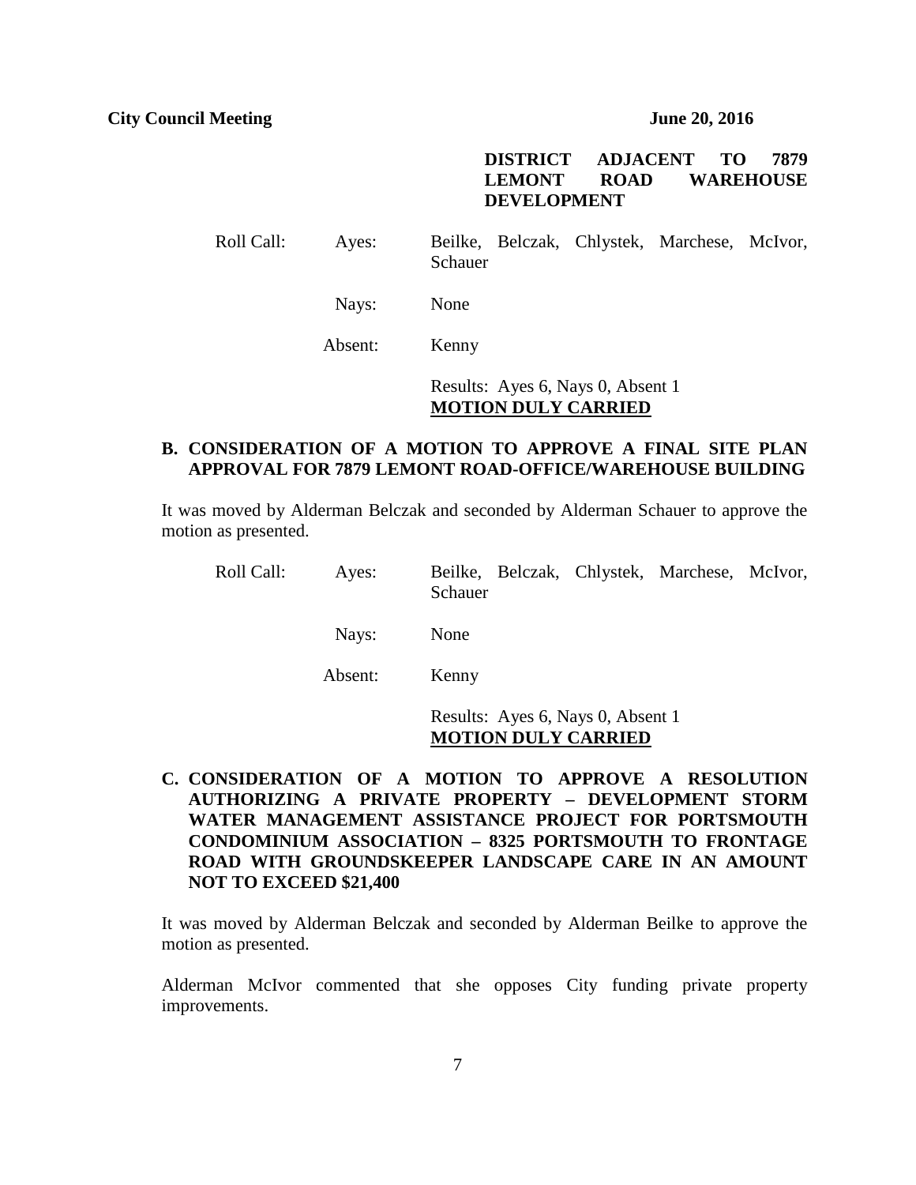**DISTRICT ADJACENT TO 7879 LEMONT ROAD WAREHOUSE DEVELOPMENT**

Roll Call: Ayes: Beilke, Belczak, Chlystek, Marchese, McIvor, Schauer

Nays: None

Absent: Kenny

Results: Ayes 6, Nays 0, Absent 1
**MOTION DULY CARRIED**

**B. CONSIDERATION OF A MOTION TO APPROVE A FINAL SITE PLAN APPROVAL FOR 7879 LEMONT ROAD-OFFICE/WAREHOUSE BUILDING**

It was moved by Alderman Belczak and seconded by Alderman Schauer to approve the motion as presented.

Roll Call: Ayes: Beilke, Belczak, Chlystek, Marchese, McIvor, Schauer

Nays: None

Absent: Kenny

Results: Ayes 6, Nays 0, Absent 1
**MOTION DULY CARRIED**

**C. CONSIDERATION OF A MOTION TO APPROVE A RESOLUTION AUTHORIZING A PRIVATE PROPERTY – DEVELOPMENT STORM WATER MANAGEMENT ASSISTANCE PROJECT FOR PORTSMOUTH CONDOMINIUM ASSOCIATION – 8325 PORTSMOUTH TO FRONTAGE ROAD WITH GROUNDSKEEPER LANDSCAPE CARE IN AN AMOUNT NOT TO EXCEED $21,400**

It was moved by Alderman Belczak and seconded by Alderman Beilke to approve the motion as presented.

Alderman McIvor commented that she opposes City funding private property improvements.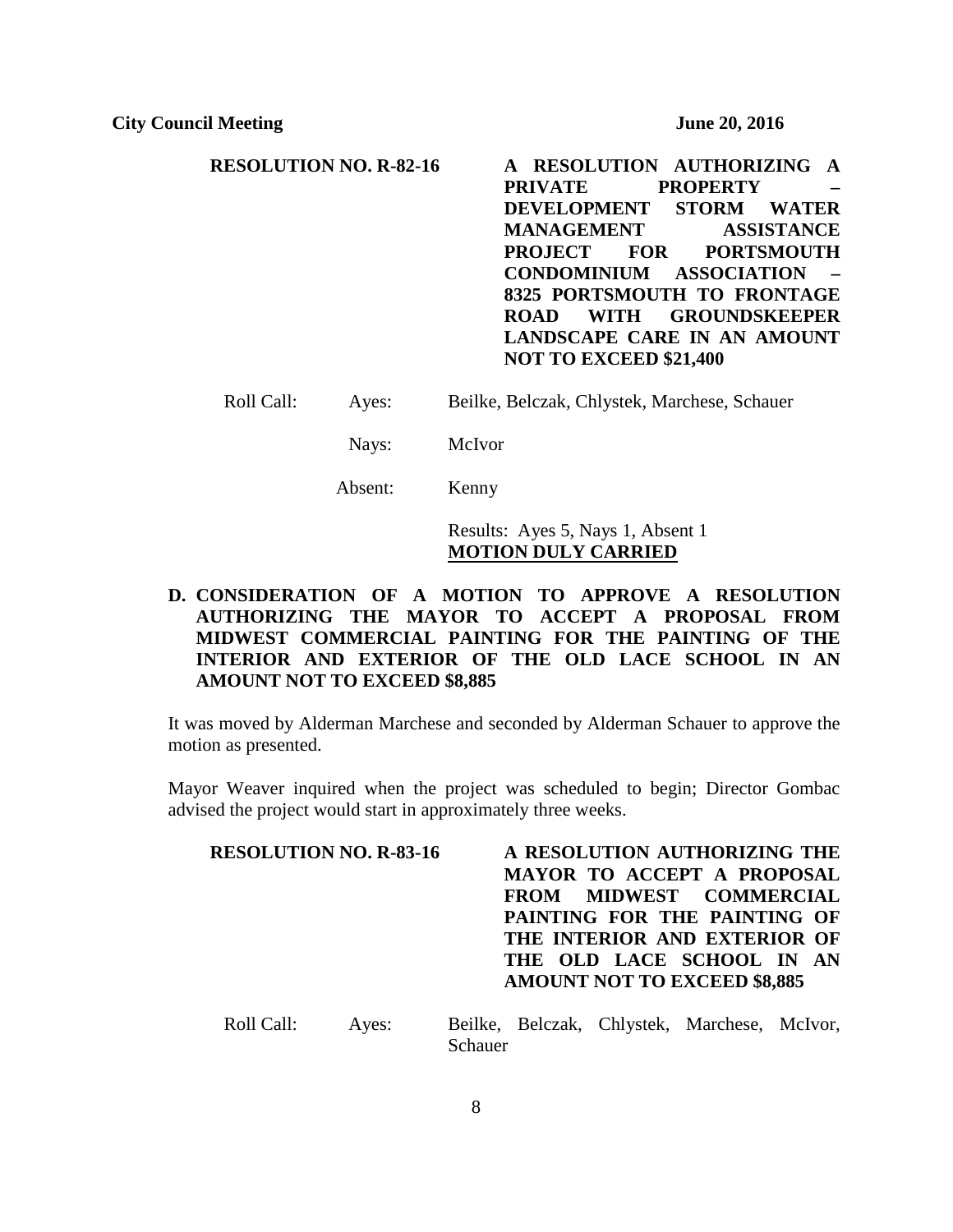**RESOLUTION NO. R-82-16** **A RESOLUTION AUTHORIZING A PRIVATE PROPERTY – DEVELOPMENT STORM WATER MANAGEMENT ASSISTANCE PROJECT FOR PORTSMOUTH CONDOMINIUM ASSOCIATION – 8325 PORTSMOUTH TO FRONTAGE ROAD WITH GROUNDSKEEPER LANDSCAPE CARE IN AN AMOUNT NOT TO EXCEED $21,400**

Roll Call: Ayes: Beilke, Belczak, Chlystek, Marchese, Schauer

Nays: McIvor

Absent: Kenny

Results: Ayes 5, Nays 1, Absent 1
**MOTION DULY CARRIED**

**D. CONSIDERATION OF A MOTION TO APPROVE A RESOLUTION AUTHORIZING THE MAYOR TO ACCEPT A PROPOSAL FROM MIDWEST COMMERCIAL PAINTING FOR THE PAINTING OF THE INTERIOR AND EXTERIOR OF THE OLD LACE SCHOOL IN AN AMOUNT NOT TO EXCEED $8,885**

It was moved by Alderman Marchese and seconded by Alderman Schauer to approve the motion as presented.

Mayor Weaver inquired when the project was scheduled to begin; Director Gombac advised the project would start in approximately three weeks.

**RESOLUTION NO. R-83-16** **A RESOLUTION AUTHORIZING THE MAYOR TO ACCEPT A PROPOSAL FROM MIDWEST COMMERCIAL PAINTING FOR THE PAINTING OF THE INTERIOR AND EXTERIOR OF THE OLD LACE SCHOOL IN AN AMOUNT NOT TO EXCEED $8,885**

Roll Call: Ayes: Beilke, Belczak, Chlystek, Marchese, McIvor, Schauer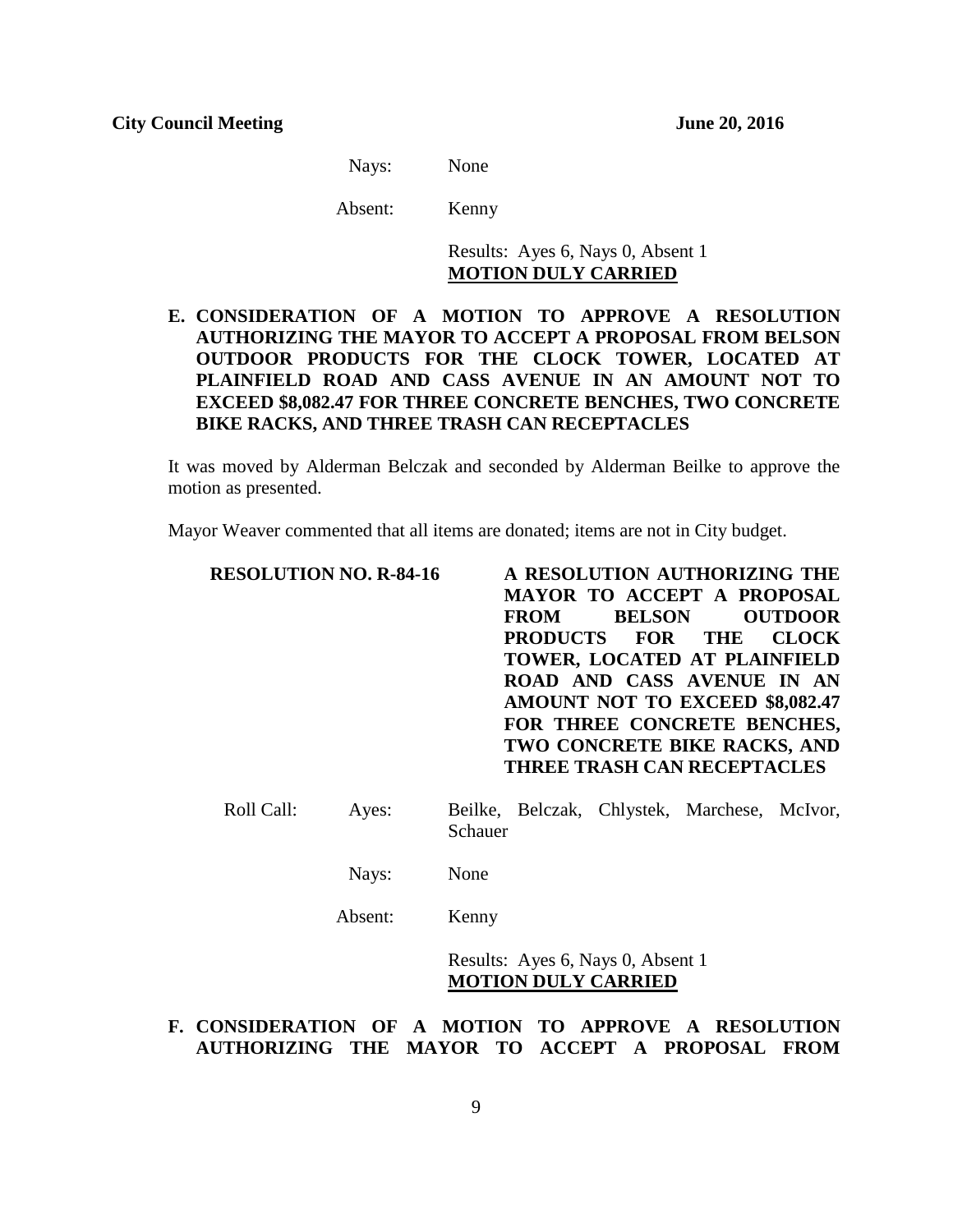Nays: None

Absent: Kenny

Results: Ayes 6, Nays 0, Absent 1
**MOTION DULY CARRIED**

**E. CONSIDERATION OF A MOTION TO APPROVE A RESOLUTION AUTHORIZING THE MAYOR TO ACCEPT A PROPOSAL FROM BELSON OUTDOOR PRODUCTS FOR THE CLOCK TOWER, LOCATED AT PLAINFIELD ROAD AND CASS AVENUE IN AN AMOUNT NOT TO EXCEED $8,082.47 FOR THREE CONCRETE BENCHES, TWO CONCRETE BIKE RACKS, AND THREE TRASH CAN RECEPTACLES**

It was moved by Alderman Belczak and seconded by Alderman Beilke to approve the motion as presented.

Mayor Weaver commented that all items are donated; items are not in City budget.

**RESOLUTION NO. R-84-16** **A RESOLUTION AUTHORIZING THE MAYOR TO ACCEPT A PROPOSAL FROM BELSON OUTDOOR PRODUCTS FOR THE CLOCK TOWER, LOCATED AT PLAINFIELD ROAD AND CASS AVENUE IN AN AMOUNT NOT TO EXCEED $8,082.47 FOR THREE CONCRETE BENCHES, TWO CONCRETE BIKE RACKS, AND THREE TRASH CAN RECEPTACLES**

Roll Call: Ayes: Beilke, Belczak, Chlystek, Marchese, McIvor, Schauer

Nays: None

Absent: Kenny

Results: Ayes 6, Nays 0, Absent 1
**MOTION DULY CARRIED**

**F. CONSIDERATION OF A MOTION TO APPROVE A RESOLUTION AUTHORIZING THE MAYOR TO ACCEPT A PROPOSAL FROM**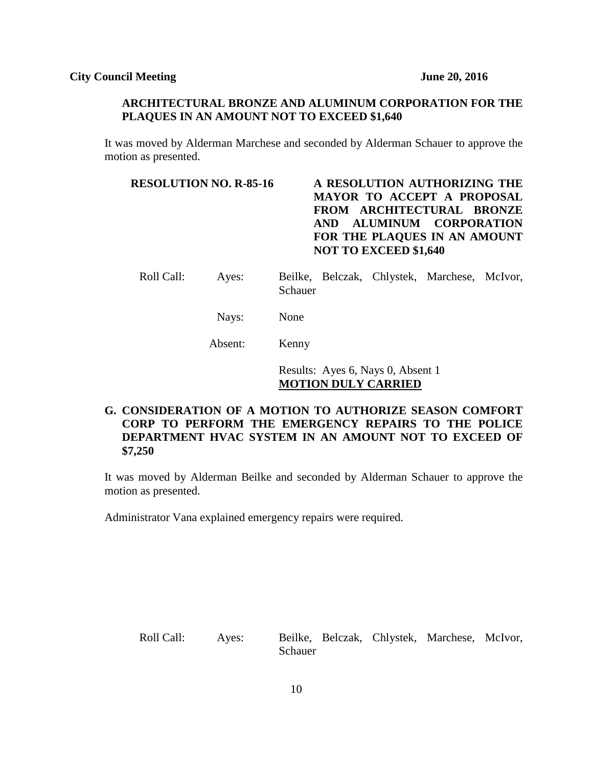**ARCHITECTURAL BRONZE AND ALUMINUM CORPORATION FOR THE PLAQUES IN AN AMOUNT NOT TO EXCEED $1,640**

It was moved by Alderman Marchese and seconded by Alderman Schauer to approve the motion as presented.

**RESOLUTION NO. R-85-16** — **A RESOLUTION AUTHORIZING THE MAYOR TO ACCEPT A PROPOSAL FROM ARCHITECTURAL BRONZE AND ALUMINUM CORPORATION FOR THE PLAQUES IN AN AMOUNT NOT TO EXCEED $1,640**

Roll Call: Ayes: Beilke, Belczak, Chlystek, Marchese, McIvor, Schauer

Nays: None

Absent: Kenny

Results: Ayes 6, Nays 0, Absent 1
**MOTION DULY CARRIED**

**G. CONSIDERATION OF A MOTION TO AUTHORIZE SEASON COMFORT CORP TO PERFORM THE EMERGENCY REPAIRS TO THE POLICE DEPARTMENT HVAC SYSTEM IN AN AMOUNT NOT TO EXCEED OF $7,250**

It was moved by Alderman Beilke and seconded by Alderman Schauer to approve the motion as presented.

Administrator Vana explained emergency repairs were required.

Roll Call: Ayes: Beilke, Belczak, Chlystek, Marchese, McIvor, Schauer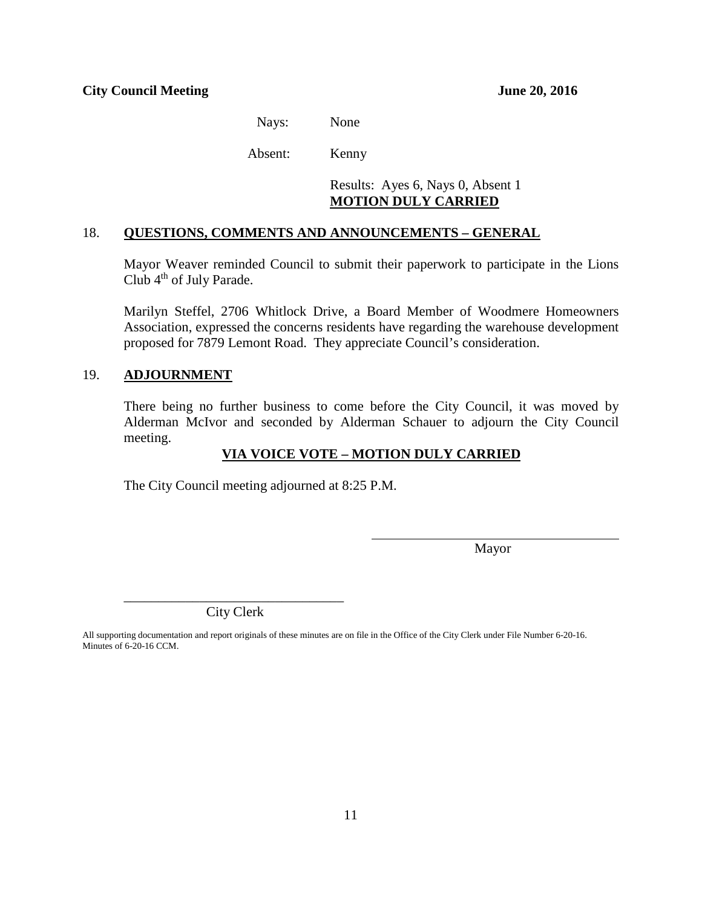Nays: None

Absent: Kenny

Results: Ayes 6, Nays 0, Absent 1
**MOTION DULY CARRIED**

## 18. QUESTIONS, COMMENTS AND ANNOUNCEMENTS – GENERAL

Mayor Weaver reminded Council to submit their paperwork to participate in the Lions Club 4th of July Parade.

Marilyn Steffel, 2706 Whitlock Drive, a Board Member of Woodmere Homeowners Association, expressed the concerns residents have regarding the warehouse development proposed for 7879 Lemont Road. They appreciate Council's consideration.

## 19. ADJOURNMENT

There being no further business to come before the City Council, it was moved by Alderman McIvor and seconded by Alderman Schauer to adjourn the City Council meeting.

**VIA VOICE VOTE – MOTION DULY CARRIED**

The City Council meeting adjourned at 8:25 P.M.

\_\_\_\_\_\_\_\_\_\_\_\_\_\_\_\_\_\_\_\_\_\_\_\_\_\_\_\_\_\_\_\_\_\_\_\_
Mayor

\_\_\_\_\_\_\_\_\_\_\_\_\_\_\_\_\_\_\_\_\_\_\_\_\_\_\_\_\_\_\_\_\_\_\_\_
City Clerk

All supporting documentation and report originals of these minutes are on file in the Office of the City Clerk under File Number 6-20-16.
Minutes of 6-20-16 CCM.